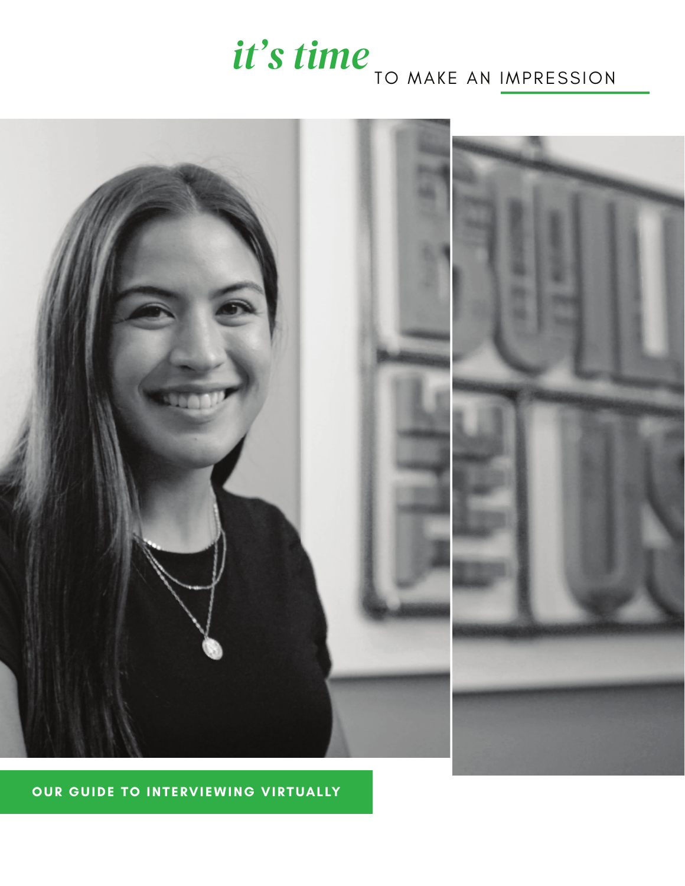# *it's time* TO MAKE AN IMPRESSION

**OUR GUIDE TO INTERVIEWING VIRTUALLY**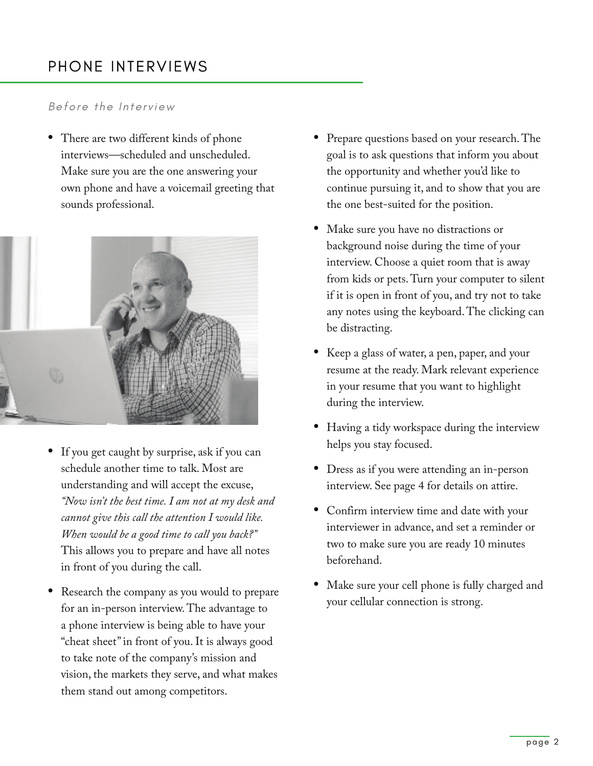## PHONE INTERVIEWS

*Before the Interview*

- There are two different kinds of phone interviews—scheduled and unscheduled. Make sure you are the one answering your own phone and have a voicemail greeting that sounds professional.
- If you get caught by surprise, ask if you can schedule another time to talk. Most are understanding and will accept the excuse, *"Now isn't the best time. I am not at my desk and cannot give this call the attention I would like. When would be a good time to call you back?"* This allows you to prepare and have all notes in front of you during the call.
- Research the company as you would to prepare for an in-person interview. The advantage to a phone interview is being able to have your "cheat sheet" in front of you. It is always good to take note of the company's mission and vision, the markets they serve, and what makes them stand out among competitors.
- Prepare questions based on your research. The goal is to ask questions that inform you about the opportunity and whether you'd like to continue pursuing it, and to show that you are the one best-suited for the position.
- Make sure you have no distractions or background noise during the time of your interview. Choose a quiet room that is away from kids or pets. Turn your computer to silent if it is open in front of you, and try not to take any notes using the keyboard. The clicking can be distracting.
- Keep a glass of water, a pen, paper, and your resume at the ready. Mark relevant experience in your resume that you want to highlight during the interview.
- Having a tidy workspace during the interview helps you stay focused.
- Dress as if you were attending an in-person interview. See page 4 for details on attire.
- Confirm interview time and date with your interviewer in advance, and set a reminder or two to make sure you are ready 10 minutes beforehand.
- Make sure your cell phone is fully charged and your cellular connection is strong.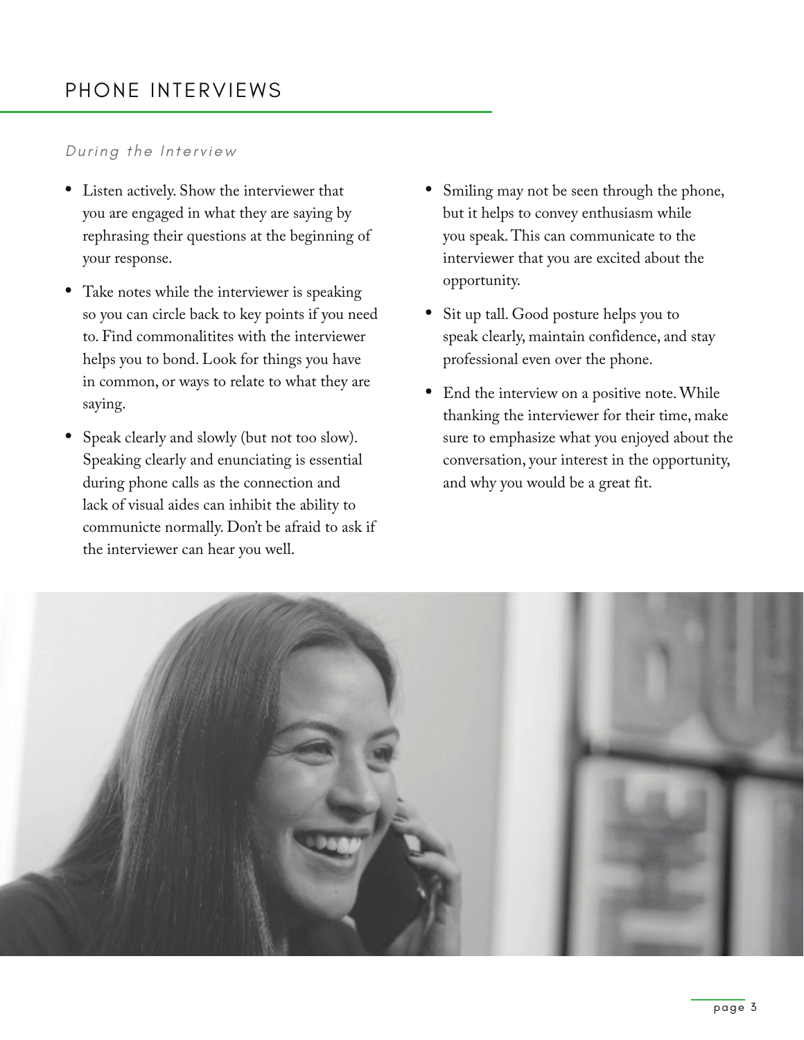## PHONE INTERVIEWS

*During the Interview*

- Listen actively. Show the interviewer that you are engaged in what they are saying by rephrasing their questions at the beginning of your response.
- Take notes while the interviewer is speaking so you can circle back to key points if you need to. Find commonalitites with the interviewer helps you to bond. Look for things you have in common, or ways to relate to what they are saying.
- Speak clearly and slowly (but not too slow). Speaking clearly and enunciating is essential during phone calls as the connection and lack of visual aides can inhibit the ability to communicte normally. Don't be afraid to ask if the interviewer can hear you well.
- Smiling may not be seen through the phone, but it helps to convey enthusiasm while you speak. This can communicate to the interviewer that you are excited about the opportunity.
- Sit up tall. Good posture helps you to speak clearly, maintain confidence, and stay professional even over the phone.
- End the interview on a positive note. While thanking the interviewer for their time, make sure to emphasize what you enjoyed about the conversation, your interest in the opportunity, and why you would be a great fit.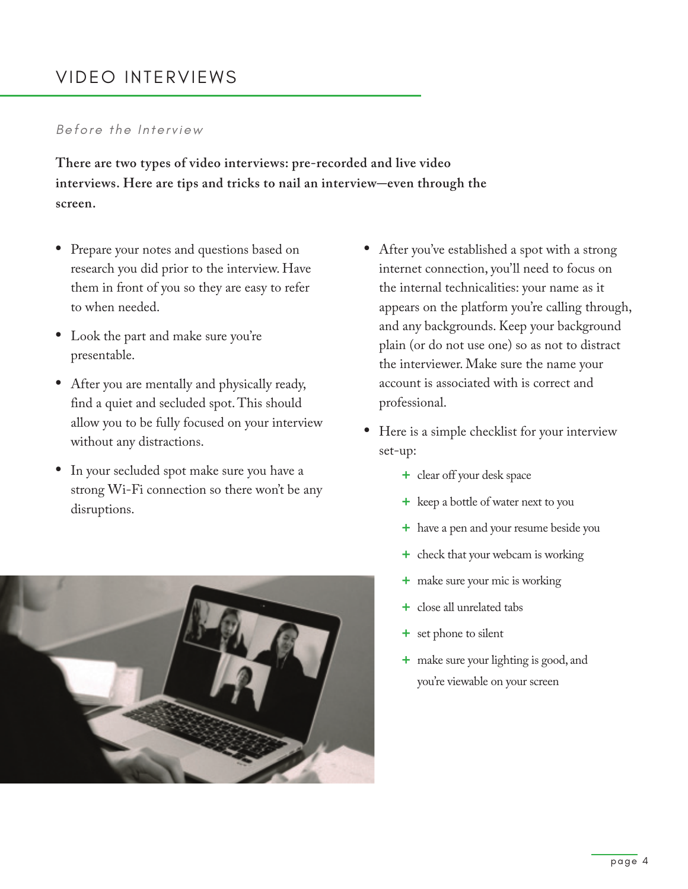# VIDEO INTERVIEWS

*Before the Interview*

**There are two types of video interviews: pre-recorded and live video interviews. Here are tips and tricks to nail an interview—even through the screen.**

- Prepare your notes and questions based on research you did prior to the interview. Have them in front of you so they are easy to refer to when needed.
- Look the part and make sure you're presentable.
- After you are mentally and physically ready, find a quiet and secluded spot. This should allow you to be fully focused on your interview without any distractions.
- In your secluded spot make sure you have a strong Wi-Fi connection so there won't be any disruptions.
- After you've established a spot with a strong internet connection, you'll need to focus on the internal technicalities: your name as it appears on the platform you're calling through, and any backgrounds. Keep your background plain (or do not use one) so as not to distract the interviewer. Make sure the name your account is associated with is correct and professional.
- Here is a simple checklist for your interview set-up:
  - clear off your desk space
  - keep a bottle of water next to you
  - have a pen and your resume beside you
  - check that your webcam is working
  - make sure your mic is working
  - close all unrelated tabs
  - set phone to silent
  - make sure your lighting is good, and you're viewable on your screen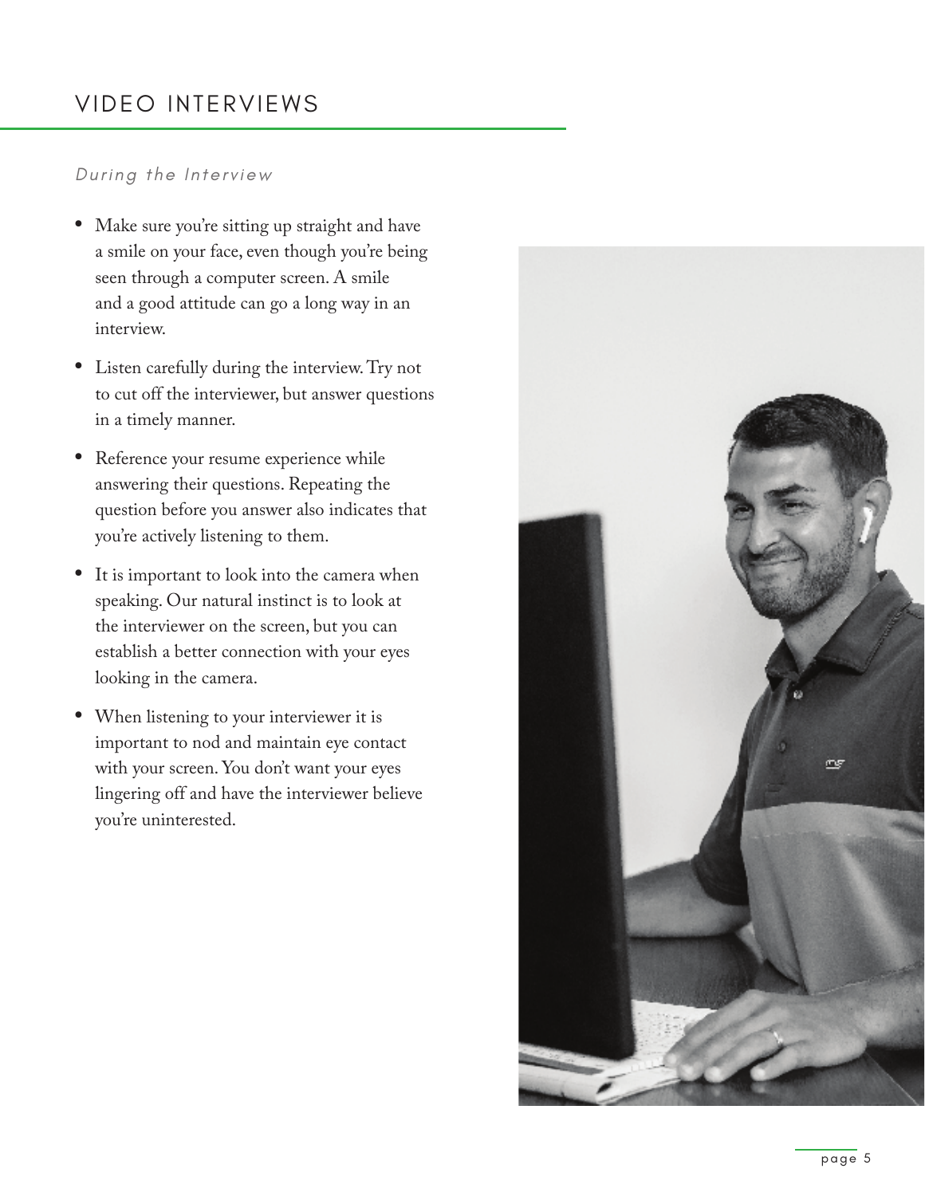# VIDEO INTERVIEWS

*During the Interview*

- Make sure you're sitting up straight and have a smile on your face, even though you're being seen through a computer screen. A smile and a good attitude can go a long way in an interview.
- Listen carefully during the interview. Try not to cut off the interviewer, but answer questions in a timely manner.
- Reference your resume experience while answering their questions. Repeating the question before you answer also indicates that you're actively listening to them.
- It is important to look into the camera when speaking. Our natural instinct is to look at the interviewer on the screen, but you can establish a better connection with your eyes looking in the camera.
- When listening to your interviewer it is important to nod and maintain eye contact with your screen. You don't want your eyes lingering off and have the interviewer believe you're uninterested.